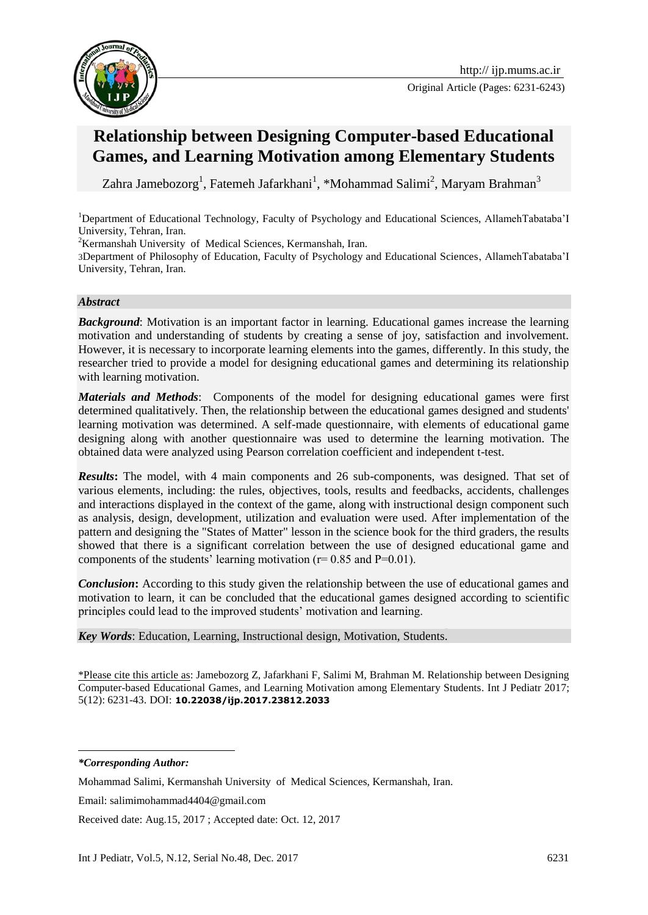http:// ijp.mums.ac.ir

Original Article (Pages: 6231-6243)

# Relationship between Designing Computer-based Educational Games, and Learning Motivation among Elementary Students

Zahra Jamebozorg[1], Fatemeh Jafarkhani[1], *Mohammad Salimi[2], Maryam Brahman[3]

[1]Department of Educational Technology, Faculty of Psychology and Educational Sciences, AllamehTabataba'I University, Tehran, Iran.

[2]Kermanshah University of Medical Sciences, Kermanshah, Iran.

[3]Department of Philosophy of Education, Faculty of Psychology and Educational Sciences, AllamehTabataba'I University, Tehran, Iran.

## *Abstract*

***Background***: Motivation is an important factor in learning. Educational games increase the learning motivation and understanding of students by creating a sense of joy, satisfaction and involvement. However, it is necessary to incorporate learning elements into the games, differently. In this study, the researcher tried to provide a model for designing educational games and determining its relationship with learning motivation.

***Materials and Methods***: Components of the model for designing educational games were first determined qualitatively. Then, the relationship between the educational games designed and students' learning motivation was determined. A self-made questionnaire, with elements of educational game designing along with another questionnaire was used to determine the learning motivation. The obtained data were analyzed using Pearson correlation coefficient and independent t-test.

***Results***: The model, with 4 main components and 26 sub-components, was designed. That set of various elements, including: the rules, objectives, tools, results and feedbacks, accidents, challenges and interactions displayed in the context of the game, along with instructional design component such as analysis, design, development, utilization and evaluation were used. After implementation of the pattern and designing the "States of Matter" lesson in the science book for the third graders, the results showed that there is a significant correlation between the use of designed educational game and components of the students' learning motivation ($r= 0.85$ and $P=0.01$).

***Conclusion***: According to this study given the relationship between the use of educational games and motivation to learn, it can be concluded that the educational games designed according to scientific principles could lead to the improved students' motivation and learning.

***Key Words***: Education, Learning, Instructional design, Motivation, Students.

*Please cite this article as: Jamebozorg Z, Jafarkhani F, Salimi M, Brahman M. Relationship between Designing Computer-based Educational Games, and Learning Motivation among Elementary Students. Int J Pediatr 2017; 5(12): 6231-43. DOI: **10.22038/ijp.2017.23812.2033**

***Corresponding Author:***

Mohammad Salimi, Kermanshah University of Medical Sciences, Kermanshah, Iran.

Email: salimimohammad4404@gmail.com

Received date: Aug.15, 2017 ; Accepted date: Oct. 12, 2017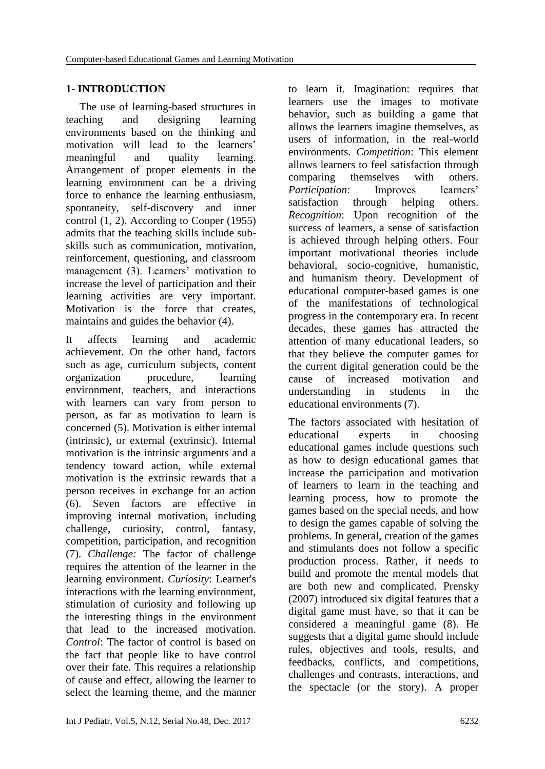## 1- INTRODUCTION

The use of learning-based structures in teaching and designing learning environments based on the thinking and motivation will lead to the learners' meaningful and quality learning. Arrangement of proper elements in the learning environment can be a driving force to enhance the learning enthusiasm, spontaneity, self-discovery and inner control (1, 2). According to Cooper (1955) admits that the teaching skills include sub-skills such as communication, motivation, reinforcement, questioning, and classroom management (3). Learners' motivation to increase the level of participation and their learning activities are very important. Motivation is the force that creates, maintains and guides the behavior (4).

It affects learning and academic achievement. On the other hand, factors such as age, curriculum subjects, content organization procedure, learning environment, teachers, and interactions with learners can vary from person to person, as far as motivation to learn is concerned (5). Motivation is either internal (intrinsic), or external (extrinsic). Internal motivation is the intrinsic arguments and a tendency toward action, while external motivation is the extrinsic rewards that a person receives in exchange for an action (6). Seven factors are effective in improving internal motivation, including challenge, curiosity, control, fantasy, competition, participation, and recognition (7). *Challenge:* The factor of challenge requires the attention of the learner in the learning environment. *Curiosity*: Learner's interactions with the learning environment, stimulation of curiosity and following up the interesting things in the environment that lead to the increased motivation. *Control*: The factor of control is based on the fact that people like to have control over their fate. This requires a relationship of cause and effect, allowing the learner to select the learning theme, and the manner to learn it. Imagination: requires that learners use the images to motivate behavior, such as building a game that allows the learners imagine themselves, as users of information, in the real-world environments. *Competition*: This element allows learners to feel satisfaction through comparing themselves with others. *Participation*: Improves learners' satisfaction through helping others. *Recognition*: Upon recognition of the success of learners, a sense of satisfaction is achieved through helping others. Four important motivational theories include behavioral, socio-cognitive, humanistic, and humanism theory. Development of educational computer-based games is one of the manifestations of technological progress in the contemporary era. In recent decades, these games has attracted the attention of many educational leaders, so that they believe the computer games for the current digital generation could be the cause of increased motivation and understanding in students in the educational environments (7).

The factors associated with hesitation of educational experts in choosing educational games include questions such as how to design educational games that increase the participation and motivation of learners to learn in the teaching and learning process, how to promote the games based on the special needs, and how to design the games capable of solving the problems. In general, creation of the games and stimulants does not follow a specific production process. Rather, it needs to build and promote the mental models that are both new and complicated. Prensky (2007) introduced six digital features that a digital game must have, so that it can be considered a meaningful game (8). He suggests that a digital game should include rules, objectives and tools, results, and feedbacks, conflicts, and competitions, challenges and contrasts, interactions, and the spectacle (or the story). A proper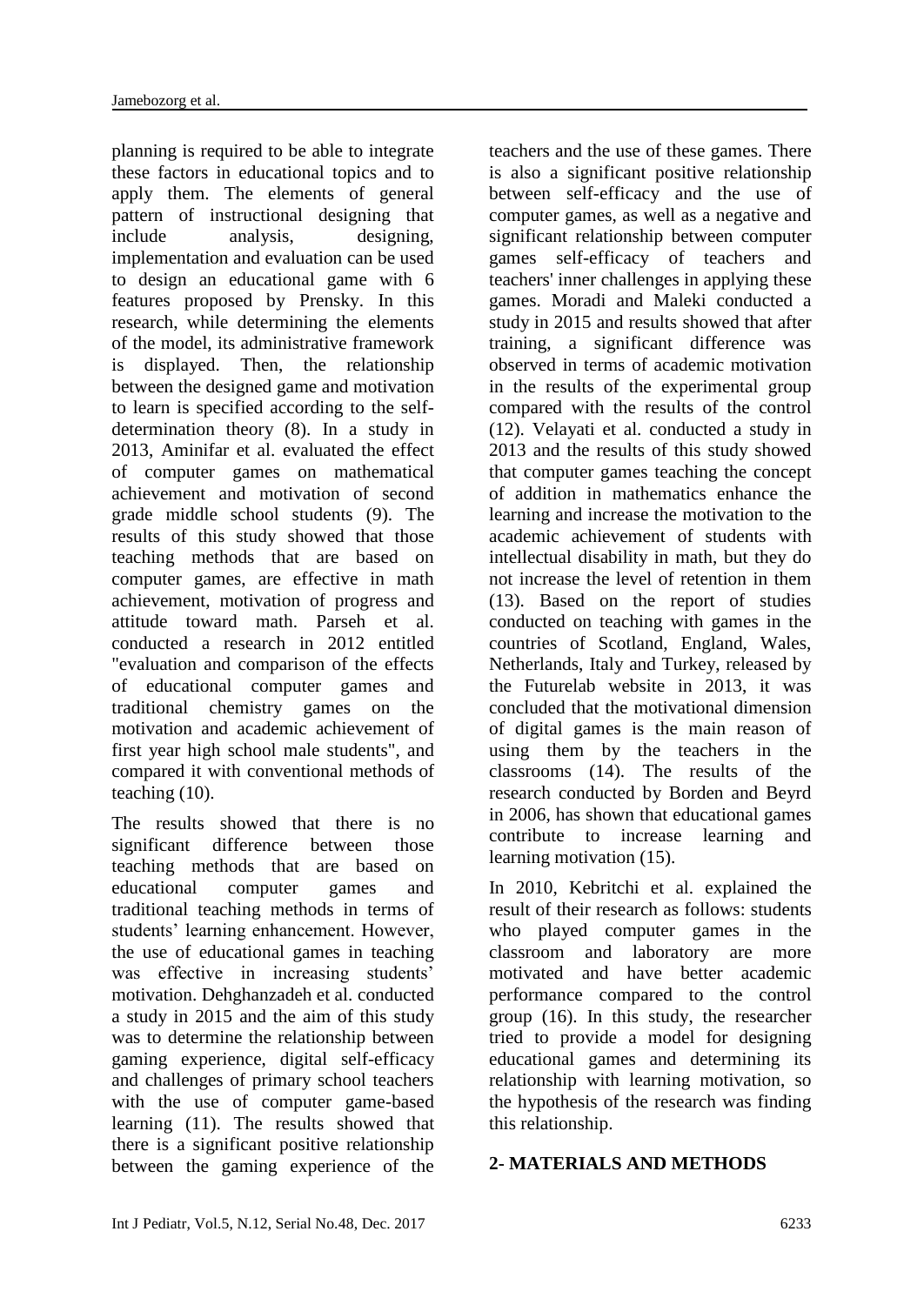planning is required to be able to integrate these factors in educational topics and to apply them. The elements of general pattern of instructional designing that include analysis, designing, implementation and evaluation can be used to design an educational game with 6 features proposed by Prensky. In this research, while determining the elements of the model, its administrative framework is displayed. Then, the relationship between the designed game and motivation to learn is specified according to the self-determination theory (8). In a study in 2013, Aminifar et al. evaluated the effect of computer games on mathematical achievement and motivation of second grade middle school students (9). The results of this study showed that those teaching methods that are based on computer games, are effective in math achievement, motivation of progress and attitude toward math. Parseh et al. conducted a research in 2012 entitled "evaluation and comparison of the effects of educational computer games and traditional chemistry games on the motivation and academic achievement of first year high school male students", and compared it with conventional methods of teaching (10).

The results showed that there is no significant difference between those teaching methods that are based on educational computer games and traditional teaching methods in terms of students' learning enhancement. However, the use of educational games in teaching was effective in increasing students' motivation. Dehghanzadeh et al. conducted a study in 2015 and the aim of this study was to determine the relationship between gaming experience, digital self-efficacy and challenges of primary school teachers with the use of computer game-based learning (11). The results showed that there is a significant positive relationship between the gaming experience of the teachers and the use of these games. There is also a significant positive relationship between self-efficacy and the use of computer games, as well as a negative and significant relationship between computer games self-efficacy of teachers and teachers' inner challenges in applying these games. Moradi and Maleki conducted a study in 2015 and results showed that after training, a significant difference was observed in terms of academic motivation in the results of the experimental group compared with the results of the control (12). Velayati et al. conducted a study in 2013 and the results of this study showed that computer games teaching the concept of addition in mathematics enhance the learning and increase the motivation to the academic achievement of students with intellectual disability in math, but they do not increase the level of retention in them (13). Based on the report of studies conducted on teaching with games in the countries of Scotland, England, Wales, Netherlands, Italy and Turkey, released by the Futurelab website in 2013, it was concluded that the motivational dimension of digital games is the main reason of using them by the teachers in the classrooms (14). The results of the research conducted by Borden and Beyrd in 2006, has shown that educational games contribute to increase learning and learning motivation (15).

In 2010, Kebritchi et al. explained the result of their research as follows: students who played computer games in the classroom and laboratory are more motivated and have better academic performance compared to the control group (16). In this study, the researcher tried to provide a model for designing educational games and determining its relationship with learning motivation, so the hypothesis of the research was finding this relationship.

## 2- MATERIALS AND METHODS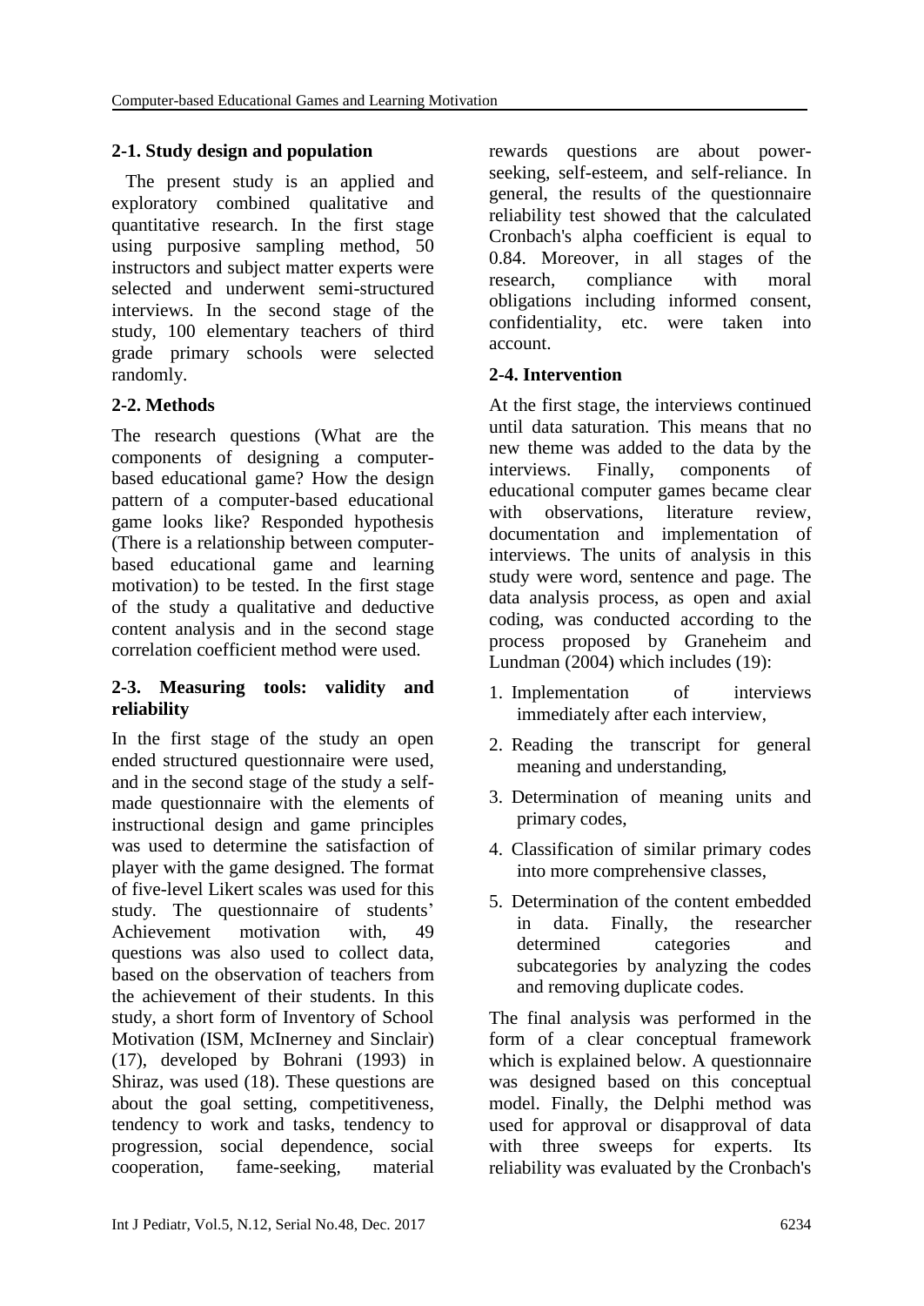### 2-1. Study design and population

The present study is an applied and exploratory combined qualitative and quantitative research. In the first stage using purposive sampling method, 50 instructors and subject matter experts were selected and underwent semi-structured interviews. In the second stage of the study, 100 elementary teachers of third grade primary schools were selected randomly.

### 2-2. Methods

The research questions (What are the components of designing a computer-based educational game? How the design pattern of a computer-based educational game looks like? Responded hypothesis (There is a relationship between computer-based educational game and learning motivation) to be tested. In the first stage of the study a qualitative and deductive content analysis and in the second stage correlation coefficient method were used.

### 2-3. Measuring tools: validity and reliability

In the first stage of the study an open ended structured questionnaire were used, and in the second stage of the study a self-made questionnaire with the elements of instructional design and game principles was used to determine the satisfaction of player with the game designed. The format of five-level Likert scales was used for this study. The questionnaire of students' Achievement motivation with, 49 questions was also used to collect data, based on the observation of teachers from the achievement of their students. In this study, a short form of Inventory of School Motivation (ISM, McInerney and Sinclair) (17), developed by Bohrani (1993) in Shiraz, was used (18). These questions are about the goal setting, competitiveness, tendency to work and tasks, tendency to progression, social dependence, social cooperation, fame-seeking, material rewards questions are about power-seeking, self-esteem, and self-reliance. In general, the results of the questionnaire reliability test showed that the calculated Cronbach's alpha coefficient is equal to 0.84. Moreover, in all stages of the research, compliance with moral obligations including informed consent, confidentiality, etc. were taken into account.

### 2-4. Intervention

At the first stage, the interviews continued until data saturation. This means that no new theme was added to the data by the interviews. Finally, components of educational computer games became clear with observations, literature review, documentation and implementation of interviews. The units of analysis in this study were word, sentence and page. The data analysis process, as open and axial coding, was conducted according to the process proposed by Graneheim and Lundman (2004) which includes (19):

1. Implementation of interviews immediately after each interview,
2. Reading the transcript for general meaning and understanding,
3. Determination of meaning units and primary codes,
4. Classification of similar primary codes into more comprehensive classes,
5. Determination of the content embedded in data. Finally, the researcher determined categories and subcategories by analyzing the codes and removing duplicate codes.

The final analysis was performed in the form of a clear conceptual framework which is explained below. A questionnaire was designed based on this conceptual model. Finally, the Delphi method was used for approval or disapproval of data with three sweeps for experts. Its reliability was evaluated by the Cronbach's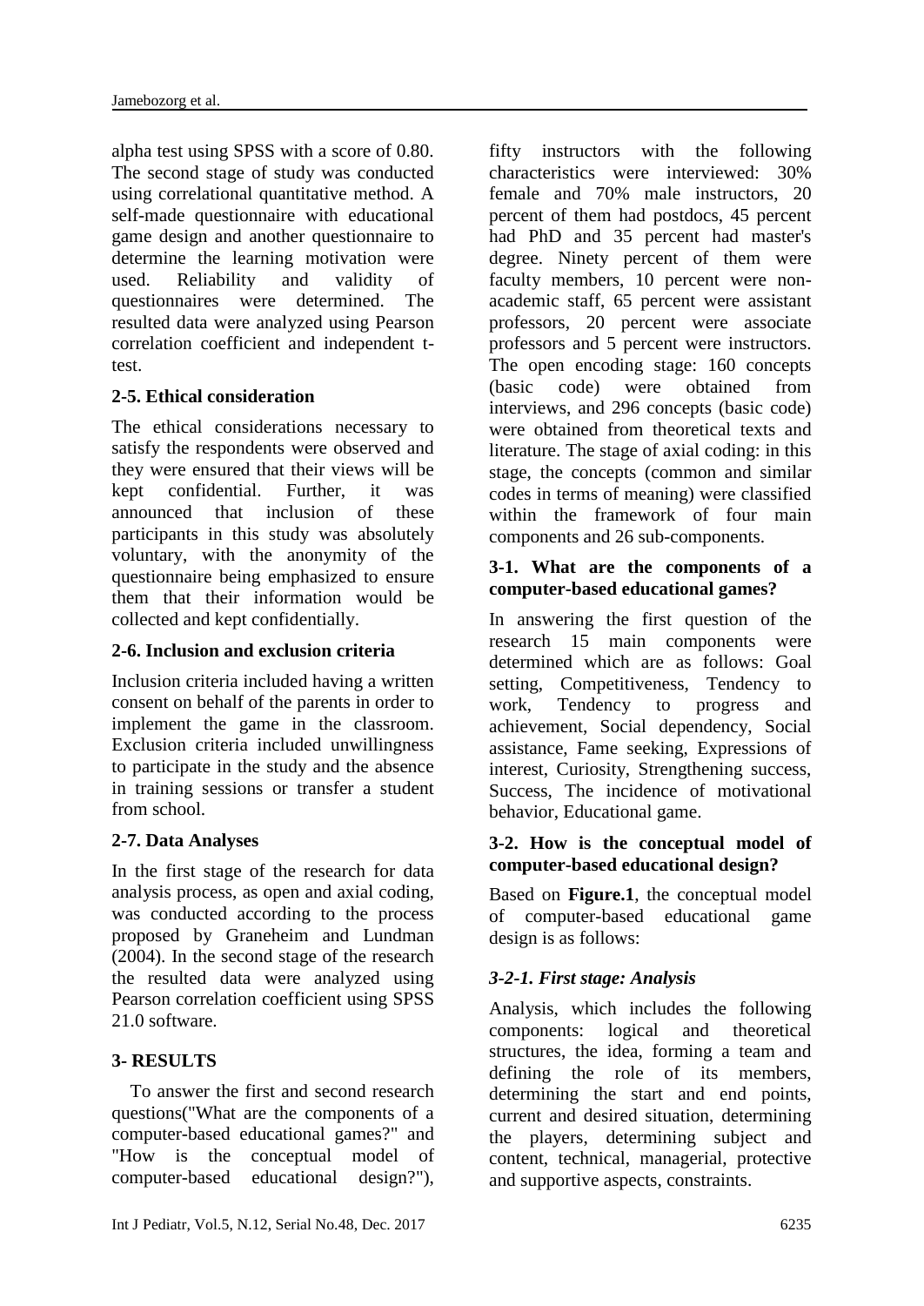alpha test using SPSS with a score of 0.80. The second stage of study was conducted using correlational quantitative method. A self-made questionnaire with educational game design and another questionnaire to determine the learning motivation were used. Reliability and validity of questionnaires were determined. The resulted data were analyzed using Pearson correlation coefficient and independent t-test.

### 2-5. Ethical consideration

The ethical considerations necessary to satisfy the respondents were observed and they were ensured that their views will be kept confidential. Further, it was announced that inclusion of these participants in this study was absolutely voluntary, with the anonymity of the questionnaire being emphasized to ensure them that their information would be collected and kept confidentially.

### 2-6. Inclusion and exclusion criteria

Inclusion criteria included having a written consent on behalf of the parents in order to implement the game in the classroom. Exclusion criteria included unwillingness to participate in the study and the absence in training sessions or transfer a student from school.

### 2-7. Data Analyses

In the first stage of the research for data analysis process, as open and axial coding, was conducted according to the process proposed by Graneheim and Lundman (2004). In the second stage of the research the resulted data were analyzed using Pearson correlation coefficient using SPSS 21.0 software.

## 3- RESULTS

To answer the first and second research questions("What are the components of a computer-based educational games?" and "How is the conceptual model of computer-based educational design?"), fifty instructors with the following characteristics were interviewed: 30% female and 70% male instructors, 20 percent of them had postdocs, 45 percent had PhD and 35 percent had master's degree. Ninety percent of them were faculty members, 10 percent were non-academic staff, 65 percent were assistant professors, 20 percent were associate professors and 5 percent were instructors. The open encoding stage: 160 concepts (basic code) were obtained from interviews, and 296 concepts (basic code) were obtained from theoretical texts and literature. The stage of axial coding: in this stage, the concepts (common and similar codes in terms of meaning) were classified within the framework of four main components and 26 sub-components.

### 3-1. What are the components of a computer-based educational games?

In answering the first question of the research 15 main components were determined which are as follows: Goal setting, Competitiveness, Tendency to work, Tendency to progress and achievement, Social dependency, Social assistance, Fame seeking, Expressions of interest, Curiosity, Strengthening success, Success, The incidence of motivational behavior, Educational game.

### 3-2. How is the conceptual model of computer-based educational design?

Based on **Figure.1**, the conceptual model of computer-based educational game design is as follows:

#### *3-2-1. First stage: Analysis*

Analysis, which includes the following components: logical and theoretical structures, the idea, forming a team and defining the role of its members, determining the start and end points, current and desired situation, determining the players, determining subject and content, technical, managerial, protective and supportive aspects, constraints.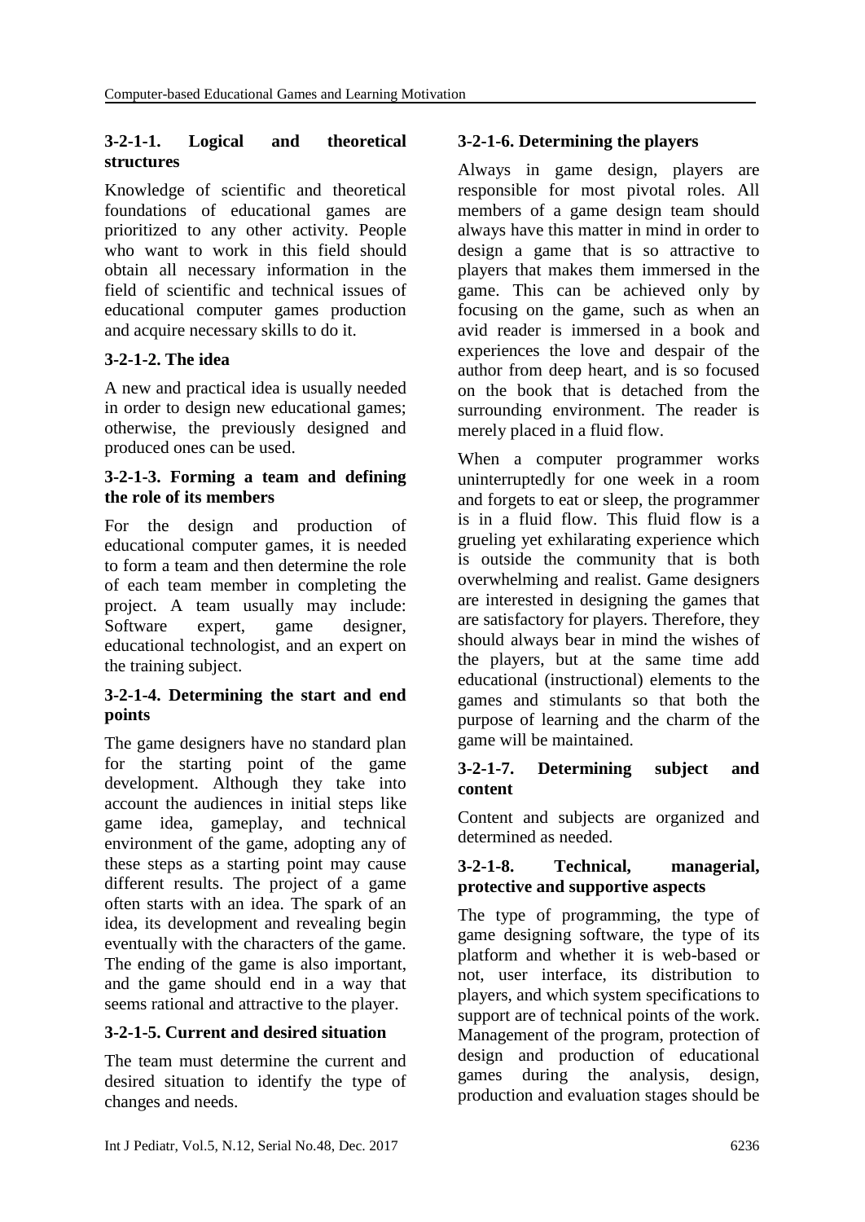#### 3-2-1-1. Logical and theoretical structures

Knowledge of scientific and theoretical foundations of educational games are prioritized to any other activity. People who want to work in this field should obtain all necessary information in the field of scientific and technical issues of educational computer games production and acquire necessary skills to do it.

#### 3-2-1-2. The idea

A new and practical idea is usually needed in order to design new educational games; otherwise, the previously designed and produced ones can be used.

#### 3-2-1-3. Forming a team and defining the role of its members

For the design and production of educational computer games, it is needed to form a team and then determine the role of each team member in completing the project. A team usually may include: Software expert, game designer, educational technologist, and an expert on the training subject.

#### 3-2-1-4. Determining the start and end points

The game designers have no standard plan for the starting point of the game development. Although they take into account the audiences in initial steps like game idea, gameplay, and technical environment of the game, adopting any of these steps as a starting point may cause different results. The project of a game often starts with an idea. The spark of an idea, its development and revealing begin eventually with the characters of the game. The ending of the game is also important, and the game should end in a way that seems rational and attractive to the player.

#### 3-2-1-5. Current and desired situation

The team must determine the current and desired situation to identify the type of changes and needs.

#### 3-2-1-6. Determining the players

Always in game design, players are responsible for most pivotal roles. All members of a game design team should always have this matter in mind in order to design a game that is so attractive to players that makes them immersed in the game. This can be achieved only by focusing on the game, such as when an avid reader is immersed in a book and experiences the love and despair of the author from deep heart, and is so focused on the book that is detached from the surrounding environment. The reader is merely placed in a fluid flow.

When a computer programmer works uninterruptedly for one week in a room and forgets to eat or sleep, the programmer is in a fluid flow. This fluid flow is a grueling yet exhilarating experience which is outside the community that is both overwhelming and realist. Game designers are interested in designing the games that are satisfactory for players. Therefore, they should always bear in mind the wishes of the players, but at the same time add educational (instructional) elements to the games and stimulants so that both the purpose of learning and the charm of the game will be maintained.

#### 3-2-1-7. Determining subject and content

Content and subjects are organized and determined as needed.

#### 3-2-1-8. Technical, managerial, protective and supportive aspects

The type of programming, the type of game designing software, the type of its platform and whether it is web-based or not, user interface, its distribution to players, and which system specifications to support are of technical points of the work. Management of the program, protection of design and production of educational games during the analysis, design, production and evaluation stages should be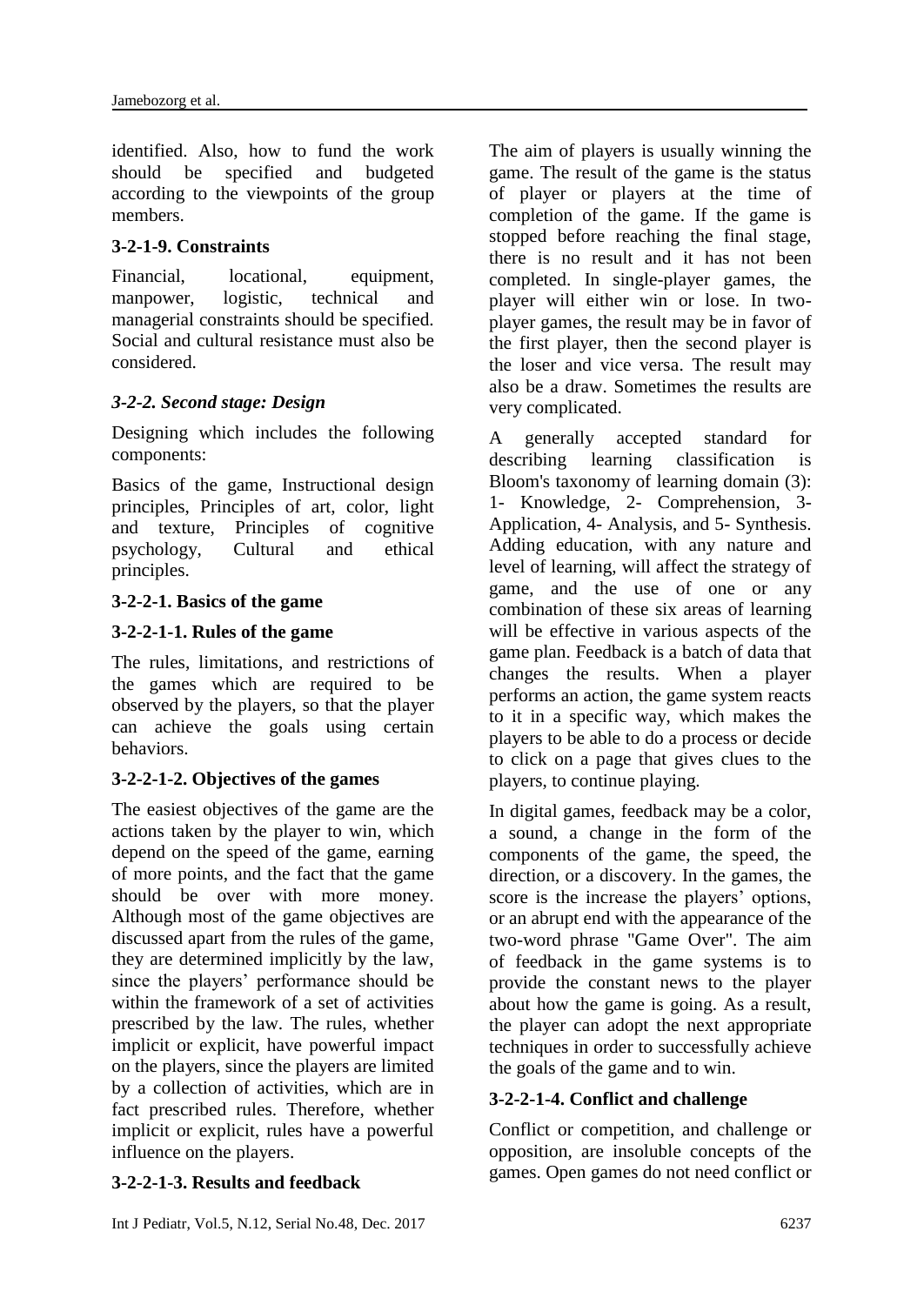identified. Also, how to fund the work should be specified and budgeted according to the viewpoints of the group members.

#### 3-2-1-9. Constraints

Financial, locational, equipment, manpower, logistic, technical and managerial constraints should be specified. Social and cultural resistance must also be considered.

### *3-2-2. Second stage: Design*

Designing which includes the following components:

Basics of the game, Instructional design principles, Principles of art, color, light and texture, Principles of cognitive psychology, Cultural and ethical principles.

#### 3-2-2-1. Basics of the game

#### 3-2-2-1-1. Rules of the game

The rules, limitations, and restrictions of the games which are required to be observed by the players, so that the player can achieve the goals using certain behaviors.

#### 3-2-2-1-2. Objectives of the games

The easiest objectives of the game are the actions taken by the player to win, which depend on the speed of the game, earning of more points, and the fact that the game should be over with more money. Although most of the game objectives are discussed apart from the rules of the game, they are determined implicitly by the law, since the players' performance should be within the framework of a set of activities prescribed by the law. The rules, whether implicit or explicit, have powerful impact on the players, since the players are limited by a collection of activities, which are in fact prescribed rules. Therefore, whether implicit or explicit, rules have a powerful influence on the players.

#### 3-2-2-1-3. Results and feedback

The aim of players is usually winning the game. The result of the game is the status of player or players at the time of completion of the game. If the game is stopped before reaching the final stage, there is no result and it has not been completed. In single-player games, the player will either win or lose. In two-player games, the result may be in favor of the first player, then the second player is the loser and vice versa. The result may also be a draw. Sometimes the results are very complicated.

A generally accepted standard for describing learning classification is Bloom's taxonomy of learning domain (3): 1- Knowledge, 2- Comprehension, 3- Application, 4- Analysis, and 5- Synthesis. Adding education, with any nature and level of learning, will affect the strategy of game, and the use of one or any combination of these six areas of learning will be effective in various aspects of the game plan. Feedback is a batch of data that changes the results. When a player performs an action, the game system reacts to it in a specific way, which makes the players to be able to do a process or decide to click on a page that gives clues to the players, to continue playing.

In digital games, feedback may be a color, a sound, a change in the form of the components of the game, the speed, the direction, or a discovery. In the games, the score is the increase the players' options, or an abrupt end with the appearance of the two-word phrase "Game Over". The aim of feedback in the game systems is to provide the constant news to the player about how the game is going. As a result, the player can adopt the next appropriate techniques in order to successfully achieve the goals of the game and to win.

#### 3-2-2-1-4. Conflict and challenge

Conflict or competition, and challenge or opposition, are insoluble concepts of the games. Open games do not need conflict or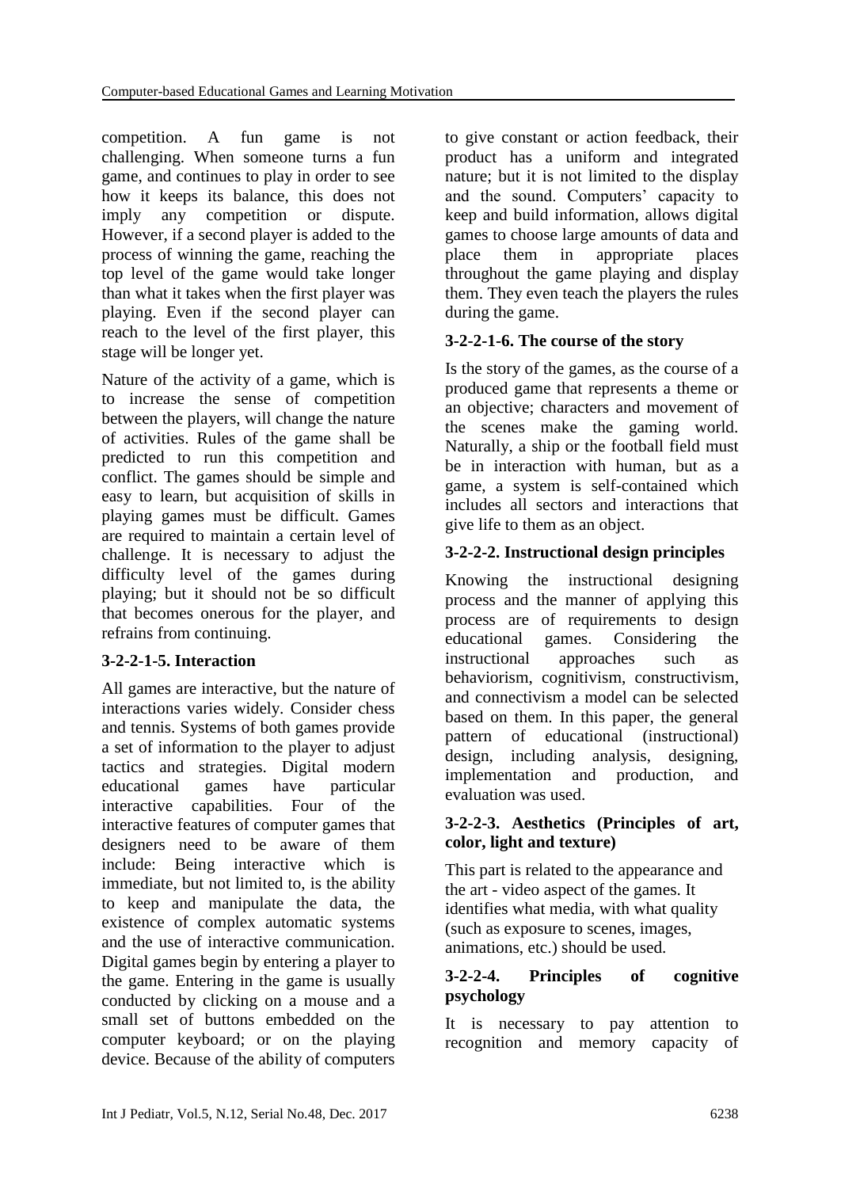competition. A fun game is not challenging. When someone turns a fun game, and continues to play in order to see how it keeps its balance, this does not imply any competition or dispute. However, if a second player is added to the process of winning the game, reaching the top level of the game would take longer than what it takes when the first player was playing. Even if the second player can reach to the level of the first player, this stage will be longer yet.

Nature of the activity of a game, which is to increase the sense of competition between the players, will change the nature of activities. Rules of the game shall be predicted to run this competition and conflict. The games should be simple and easy to learn, but acquisition of skills in playing games must be difficult. Games are required to maintain a certain level of challenge. It is necessary to adjust the difficulty level of the games during playing; but it should not be so difficult that becomes onerous for the player, and refrains from continuing.

#### 3-2-2-1-5. Interaction

All games are interactive, but the nature of interactions varies widely. Consider chess and tennis. Systems of both games provide a set of information to the player to adjust tactics and strategies. Digital modern educational games have particular interactive capabilities. Four of the interactive features of computer games that designers need to be aware of them include: Being interactive which is immediate, but not limited to, is the ability to keep and manipulate the data, the existence of complex automatic systems and the use of interactive communication. Digital games begin by entering a player to the game. Entering in the game is usually conducted by clicking on a mouse and a small set of buttons embedded on the computer keyboard; or on the playing device. Because of the ability of computers to give constant or action feedback, their product has a uniform and integrated nature; but it is not limited to the display and the sound. Computers' capacity to keep and build information, allows digital games to choose large amounts of data and place them in appropriate places throughout the game playing and display them. They even teach the players the rules during the game.

#### 3-2-2-1-6. The course of the story

Is the story of the games, as the course of a produced game that represents a theme or an objective; characters and movement of the scenes make the gaming world. Naturally, a ship or the football field must be in interaction with human, but as a game, a system is self-contained which includes all sectors and interactions that give life to them as an object.

### 3-2-2-2. Instructional design principles

Knowing the instructional designing process and the manner of applying this process are of requirements to design educational games. Considering the instructional approaches such as behaviorism, cognitivism, constructivism, and connectivism a model can be selected based on them. In this paper, the general pattern of educational (instructional) design, including analysis, designing, implementation and production, and evaluation was used.

### 3-2-2-3. Aesthetics (Principles of art, color, light and texture)

This part is related to the appearance and the art - video aspect of the games. It identifies what media, with what quality (such as exposure to scenes, images, animations, etc.) should be used.

### 3-2-2-4. Principles of cognitive psychology

It is necessary to pay attention to recognition and memory capacity of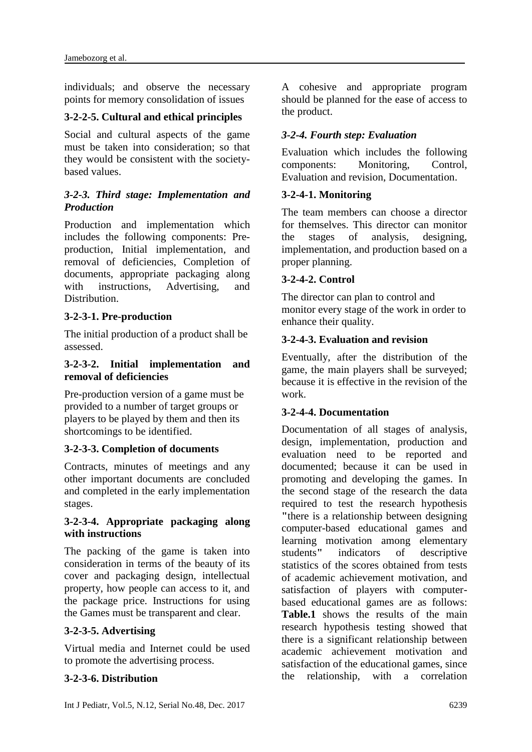individuals; and observe the necessary points for memory consolidation of issues

#### 3-2-2-5. Cultural and ethical principles

Social and cultural aspects of the game must be taken into consideration; so that they would be consistent with the society-based values.

### *3-2-3. Third stage: Implementation and Production*

Production and implementation which includes the following components: Pre-production, Initial implementation, and removal of deficiencies, Completion of documents, appropriate packaging along with instructions, Advertising, and Distribution.

#### 3-2-3-1. Pre-production

The initial production of a product shall be assessed.

#### 3-2-3-2. Initial implementation and removal of deficiencies

Pre-production version of a game must be provided to a number of target groups or players to be played by them and then its shortcomings to be identified.

#### 3-2-3-3. Completion of documents

Contracts, minutes of meetings and any other important documents are concluded and completed in the early implementation stages.

#### 3-2-3-4. Appropriate packaging along with instructions

The packing of the game is taken into consideration in terms of the beauty of its cover and packaging design, intellectual property, how people can access to it, and the package price. Instructions for using the Games must be transparent and clear.

#### 3-2-3-5. Advertising

Virtual media and Internet could be used to promote the advertising process.

#### 3-2-3-6. Distribution

A cohesive and appropriate program should be planned for the ease of access to the product.

### *3-2-4. Fourth step: Evaluation*

Evaluation which includes the following components: Monitoring, Control, Evaluation and revision, Documentation.

#### 3-2-4-1. Monitoring

The team members can choose a director for themselves. This director can monitor the stages of analysis, designing, implementation, and production based on a proper planning.

#### 3-2-4-2. Control

The director can plan to control and monitor every stage of the work in order to enhance their quality.

#### 3-2-4-3. Evaluation and revision

Eventually, after the distribution of the game, the main players shall be surveyed; because it is effective in the revision of the work.

#### 3-2-4-4. Documentation

Documentation of all stages of analysis, design, implementation, production and evaluation need to be reported and documented; because it can be used in promoting and developing the games. In the second stage of the research the data required to test the research hypothesis "there is a relationship between designing computer-based educational games and learning motivation among elementary students" indicators of descriptive statistics of the scores obtained from tests of academic achievement motivation, and satisfaction of players with computer-based educational games are as follows: **Table.1** shows the results of the main research hypothesis testing showed that there is a significant relationship between academic achievement motivation and satisfaction of the educational games, since the relationship, with a correlation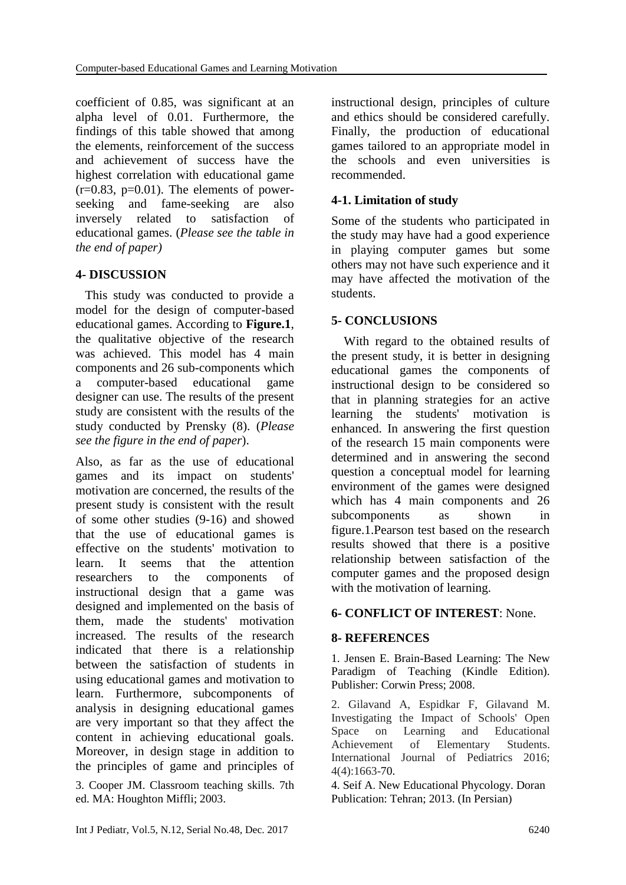coefficient of 0.85, was significant at an alpha level of 0.01. Furthermore, the findings of this table showed that among the elements, reinforcement of the success and achievement of success have the highest correlation with educational game ($r=0.83$, $p=0.01$). The elements of power-seeking and fame-seeking are also inversely related to satisfaction of educational games. (*Please see the table in the end of paper)*

## 4- DISCUSSION

This study was conducted to provide a model for the design of computer-based educational games. According to **Figure.1**, the qualitative objective of the research was achieved. This model has 4 main components and 26 sub-components which a computer-based educational game designer can use. The results of the present study are consistent with the results of the study conducted by Prensky (8). (*Please see the figure in the end of paper*).

Also, as far as the use of educational games and its impact on students' motivation are concerned, the results of the present study is consistent with the result of some other studies (9-16) and showed that the use of educational games is effective on the students' motivation to learn. It seems that the attention researchers to the components of instructional design that a game was designed and implemented on the basis of them, made the students' motivation increased. The results of the research indicated that there is a relationship between the satisfaction of students in using educational games and motivation to learn. Furthermore, subcomponents of analysis in designing educational games are very important so that they affect the content in achieving educational goals. Moreover, in design stage in addition to the principles of game and principles of instructional design, principles of culture and ethics should be considered carefully. Finally, the production of educational games tailored to an appropriate model in the schools and even universities is recommended.

### 4-1. Limitation of study

Some of the students who participated in the study may have had a good experience in playing computer games but some others may not have such experience and it may have affected the motivation of the students.

## 5- CONCLUSIONS

With regard to the obtained results of the present study, it is better in designing educational games the components of instructional design to be considered so that in planning strategies for an active learning the students' motivation is enhanced. In answering the first question of the research 15 main components were determined and in answering the second question a conceptual model for learning environment of the games were designed which has 4 main components and 26 subcomponents as shown in figure.1.Pearson test based on the research results showed that there is a positive relationship between satisfaction of the computer games and the proposed design with the motivation of learning.

## 6- CONFLICT OF INTEREST: None.

## 8- REFERENCES

1. Jensen E. Brain-Based Learning: The New Paradigm of Teaching (Kindle Edition). Publisher: Corwin Press; 2008.

2. Gilavand A, Espidkar F, Gilavand M. Investigating the Impact of Schools' Open Space on Learning and Educational Achievement of Elementary Students. International Journal of Pediatrics 2016; 4(4):1663-70.

3. Cooper JM. Classroom teaching skills. 7th ed. MA: Houghton Miffli; 2003.

4. Seif A. New Educational Phycology. Doran Publication: Tehran; 2013. (In Persian)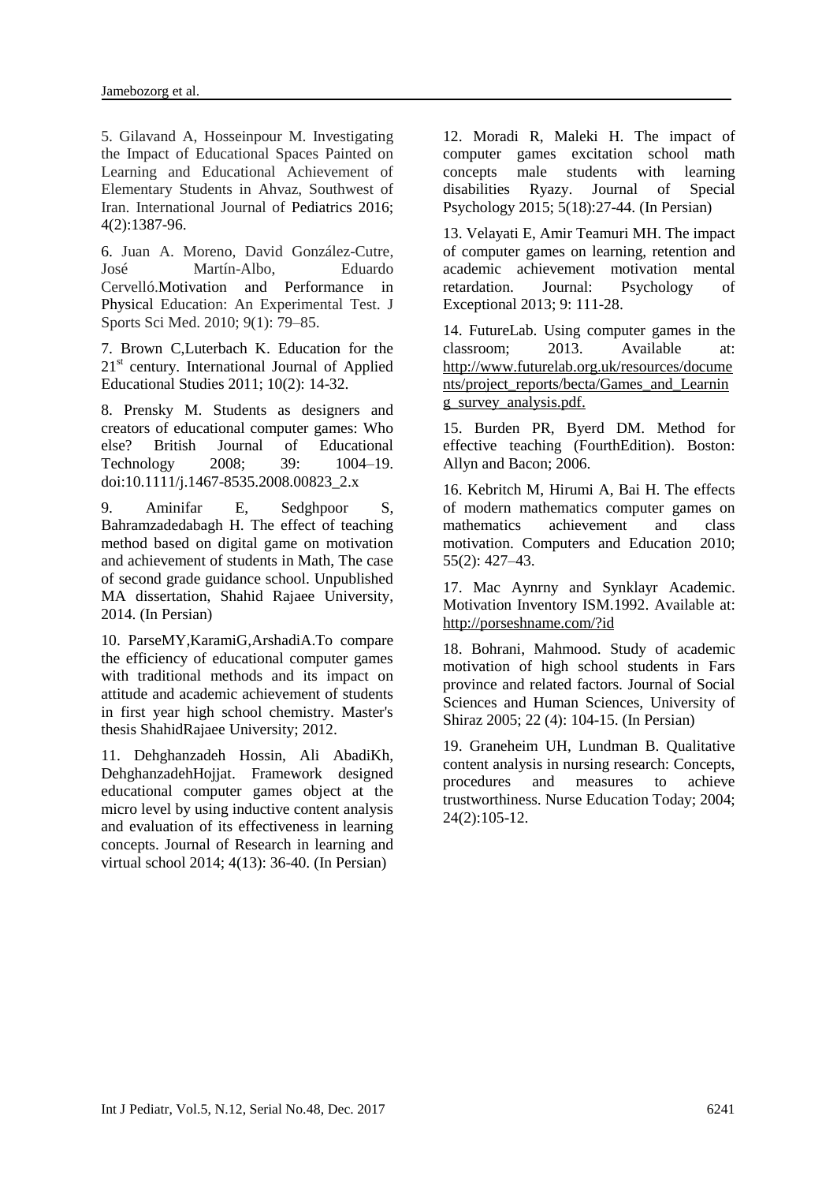5. Gilavand A, Hosseinpour M. Investigating the Impact of Educational Spaces Painted on Learning and Educational Achievement of Elementary Students in Ahvaz, Southwest of Iran. International Journal of Pediatrics 2016; 4(2):1387-96.

6. Juan A. Moreno, David González-Cutre, José Martín-Albo, Eduardo Cervelló.Motivation and Performance in Physical Education: An Experimental Test. J Sports Sci Med. 2010; 9(1): 79–85.

7. Brown C,Luterbach K. Education for the 21st century. International Journal of Applied Educational Studies 2011; 10(2): 14-32.

8. Prensky M. Students as designers and creators of educational computer games: Who else? British Journal of Educational Technology 2008; 39: 1004–19. doi:10.1111/j.1467-8535.2008.00823_2.x

9. Aminifar E, Sedghpoor S, Bahramzadedabagh H. The effect of teaching method based on digital game on motivation and achievement of students in Math, The case of second grade guidance school. Unpublished MA dissertation, Shahid Rajaee University, 2014. (In Persian)

10. ParseMY,KaramiG,ArshadiA.To compare the efficiency of educational computer games with traditional methods and its impact on attitude and academic achievement of students in first year high school chemistry. Master's thesis ShahidRajaee University; 2012.

11. Dehghanzadeh Hossin, Ali AbadiKh, DehghanzadehHojjat. Framework designed educational computer games object at the micro level by using inductive content analysis and evaluation of its effectiveness in learning concepts. Journal of Research in learning and virtual school 2014; 4(13): 36-40. (In Persian)

12. Moradi R, Maleki H. The impact of computer games excitation school math concepts male students with learning disabilities Ryazy. Journal of Special Psychology 2015; 5(18):27-44. (In Persian)

13. Velayati E, Amir Teamuri MH. The impact of computer games on learning, retention and academic achievement motivation mental retardation. Journal: Psychology of Exceptional 2013; 9: 111-28.

14. FutureLab. Using computer games in the classroom; 2013. Available at: http://www.futurelab.org.uk/resources/documents/project_reports/becta/Games_and_Learning_survey_analysis.pdf.

15. Burden PR, Byerd DM. Method for effective teaching (FourthEdition). Boston: Allyn and Bacon; 2006.

16. Kebritch M, Hirumi A, Bai H. The effects of modern mathematics computer games on mathematics achievement and class motivation. Computers and Education 2010; 55(2): 427–43.

17. Mac Aynrny and Synklayr Academic. Motivation Inventory ISM.1992. Available at: http://porseshname.com/?id

18. Bohrani, Mahmood. Study of academic motivation of high school students in Fars province and related factors. Journal of Social Sciences and Human Sciences, University of Shiraz 2005; 22 (4): 104-15. (In Persian)

19. Graneheim UH, Lundman B. Qualitative content analysis in nursing research: Concepts, procedures and measures to achieve trustworthiness. Nurse Education Today; 2004; 24(2):105-12.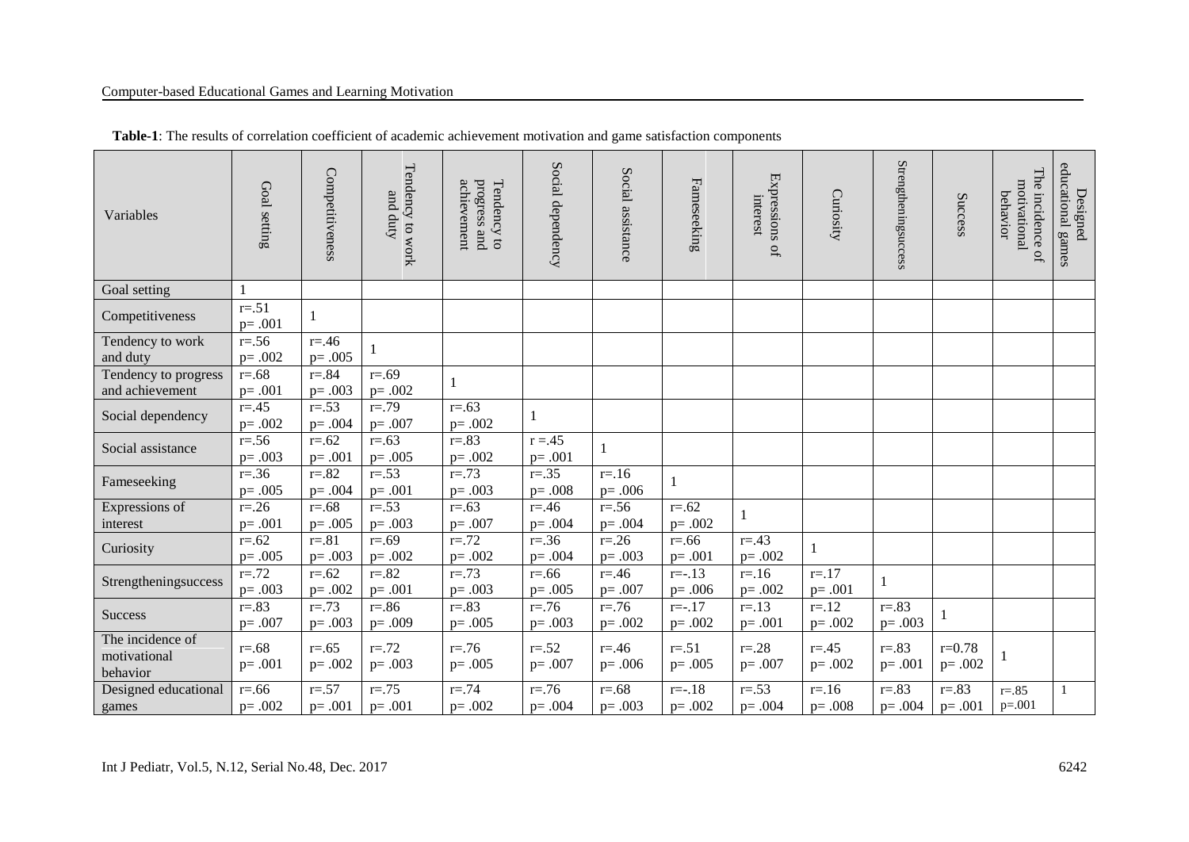**Table-1**: The results of correlation coefficient of academic achievement motivation and game satisfaction components

| Variables | Goal setting | Competitiveness | Tendency to work and duty | Tendency to progress and achievement | Social dependency | Social assistance | Fameseeking | Expressions of interest | Curiosity | Strengtheningsuccess | Success | The incidence of motivational behavior | Designed educational games |
|---|---|---|---|---|---|---|---|---|---|---|---|---|---|
| Goal setting | 1 | | | | | | | | | | | | |
| Competitiveness | r=.51 p= .001 | 1 | | | | | | | | | | | |
| Tendency to work and duty | r=.56 p= .002 | r=.46 p= .005 | 1 | | | | | | | | | | |
| Tendency to progress and achievement | r=.68 p= .001 | r=.84 p= .003 | r=.69 p= .002 | 1 | | | | | | | | | |
| Social dependency | r=.45 p= .002 | r=.53 p= .004 | r=.79 p= .007 | r=.63 p= .002 | 1 | | | | | | | | |
| Social assistance | r=.56 p= .003 | r=.62 p= .001 | r=.63 p= .005 | r=.83 p= .002 | r =.45 p= .001 | 1 | | | | | | | |
| Fameseeking | r=.36 p= .005 | r=.82 p= .004 | r=.53 p= .001 | r=.73 p= .003 | r=.35 p= .008 | r=.16 p= .006 | 1 | | | | | | |
| Expressions of interest | r=.26 p= .001 | r=.68 p= .005 | r=.53 p= .003 | r=.63 p= .007 | r=.46 p= .004 | r=.56 p= .004 | r=.62 p= .002 | 1 | | | | | |
| Curiosity | r=.62 p= .005 | r=.81 p= .003 | r=.69 p= .002 | r=.72 p= .002 | r=.36 p= .004 | r=.26 p= .003 | r=.66 p= .001 | r=.43 p= .002 | 1 | | | | |
| Strengtheningsuccess | r=.72 p= .003 | r=.62 p= .002 | r=.82 p= .001 | r=.73 p= .003 | r=.66 p= .005 | r=.46 p= .007 | r=-.13 p= .006 | r=.16 p= .002 | r=.17 p= .001 | 1 | | | |
| Success | r=.83 p= .007 | r=.73 p= .003 | r=.86 p= .009 | r=.83 p= .005 | r=.76 p= .003 | r=.76 p= .002 | r=-.17 p= .002 | r=.13 p= .001 | r=.12 p= .002 | r=.83 p= .003 | 1 | | |
| The incidence of motivational behavior | r=.68 p= .001 | r=.65 p= .002 | r=.72 p= .003 | r=.76 p= .005 | r=.52 p= .007 | r=.46 p= .006 | r=.51 p= .005 | r=.28 p= .007 | r=.45 p= .002 | r=.83 p= .001 | r=0.78 p= .002 | 1 | |
| Designed educational games | r=.66 p= .002 | r=.57 p= .001 | r=.75 p= .001 | r=.74 p= .002 | r=.76 p= .004 | r=.68 p= .003 | r=-.18 p= .002 | r=.53 p= .004 | r=.16 p= .008 | r=.83 p= .004 | r=.83 p= .001 | r=.85 p=.001 | 1 |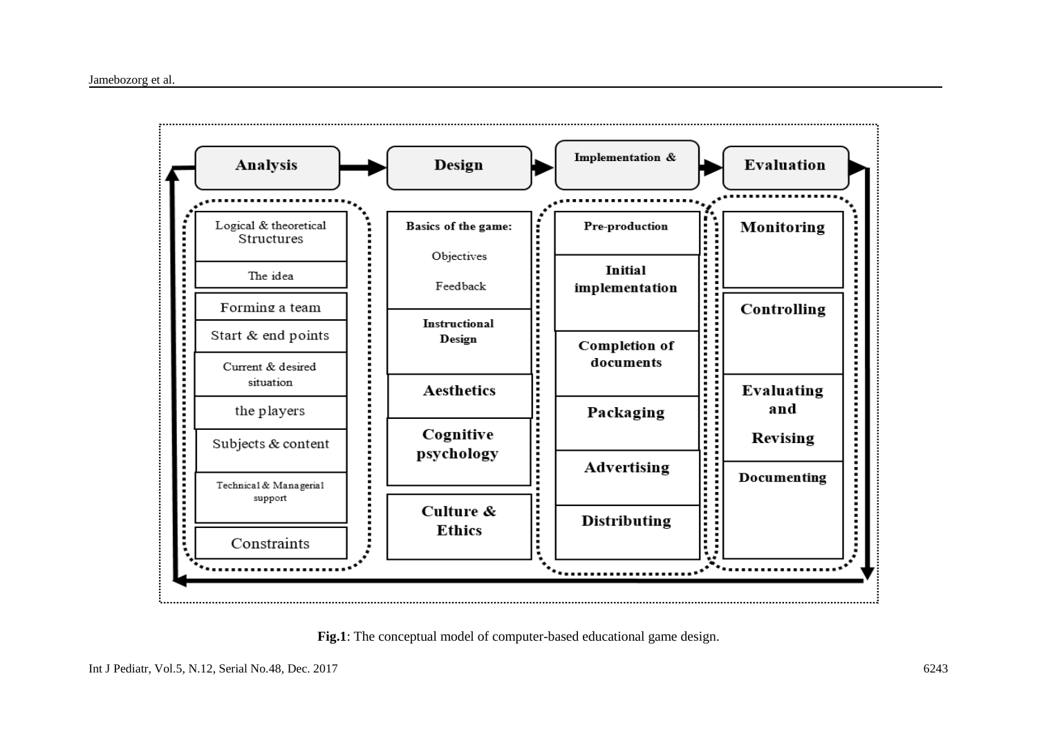Analysis

Design

Implementation &

Evaluation

Logical & theoretical Structures

The idea

Forming a team

Start & end points

Current & desired situation

the players

Subjects & content

Technical & Managerial support

Constraints

Basics of the game:

Objectives

Feedback

Instructional Design

Aesthetics

Cognitive psychology

Culture & Ethics

Pre-production

Initial implementation

Completion of documents

Packaging

Advertising

Distributing

Monitoring

Controlling

Evaluating and Revising

Documenting

**Fig.1**: The conceptual model of computer-based educational game design.